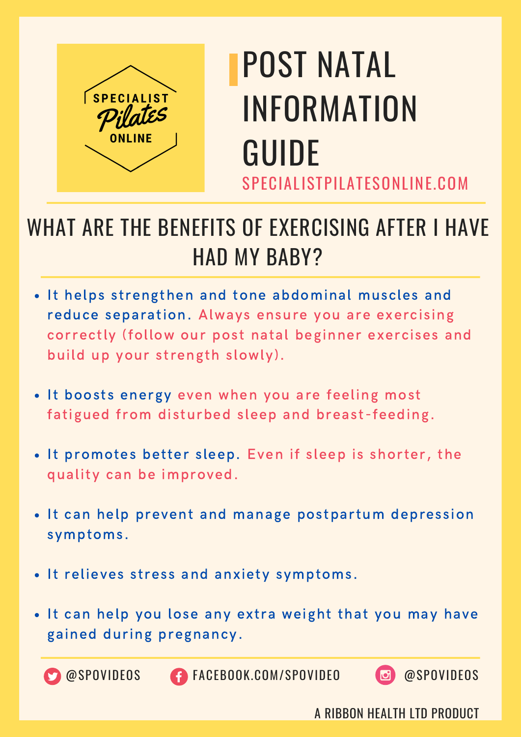SPECIALIST Pilates ONLINE

# POST NATAL INFORMATION GUIDE

SPECIALISTPILATESONLINE.COM

## WHAT ARE THE BENEFITS OF EXERCISING AFTER I HAVE HAD MY BABY?

- It helps strengthen and tone abdominal muscles and reduce separation. Always ensure you are exercising correctly (follow our post natal beginner exercises and build up your strength slowly).
- It boosts energy even when you are feeling most fatigued from disturbed sleep and breast-feeding.
- It promotes better sleep. Even if sleep is shorter, the quality can be improved.
- It can help prevent and manage postpartum depression symptoms.
- It relieves stress and anxiety symptoms.
- It can help you lose any extra weight that you may have gained during pregnancy.

@SPOVIDEOS FACEBOOK.COM/SPOVIDEO @SPOVIDEOS

A RIBBON HEALTH LTD PRODUCT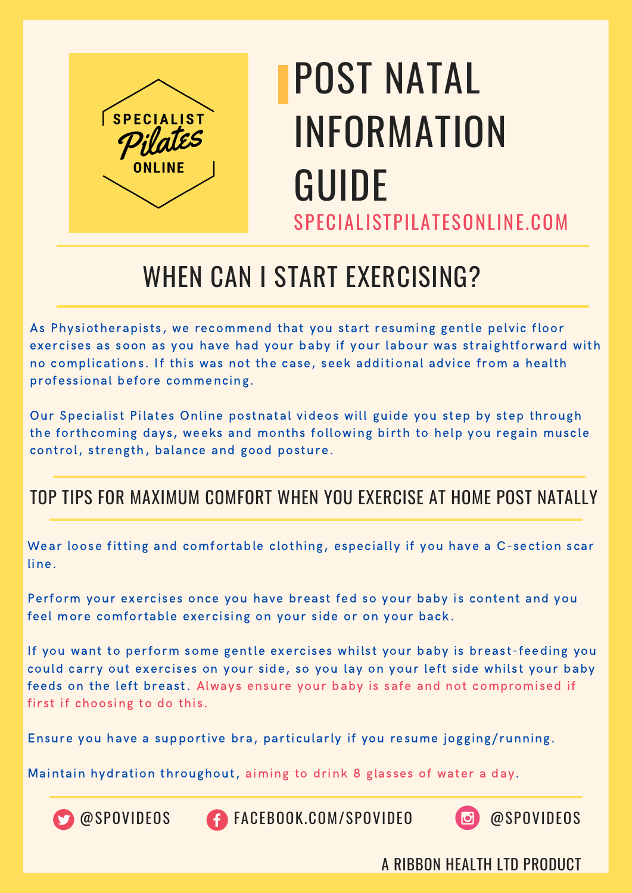SPECIALIST Pilates ONLINE

# POST NATAL INFORMATION GUIDE

SPECIALISTPILATESONLINE.COM

## WHEN CAN I START EXERCISING?

As Physiotherapists, we recommend that you start resuming gentle pelvic floor exercises as soon as you have had your baby if your labour was straightforward with no complications. If this was not the case, seek additional advice from a health professional before commencing.

Our Specialist Pilates Online postnatal videos will guide you step by step through the forthcoming days, weeks and months following birth to help you regain muscle control, strength, balance and good posture.

## TOP TIPS FOR MAXIMUM COMFORT WHEN YOU EXERCISE AT HOME POST NATALLY

Wear loose fitting and comfortable clothing, especially if you have a C-section scar line.

Perform your exercises once you have breast fed so your baby is content and you feel more comfortable exercising on your side or on your back.

If you want to perform some gentle exercises whilst your baby is breast-feeding you could carry out exercises on your side, so you lay on your left side whilst your baby feeds on the left breast. Always ensure your baby is safe and not compromised if first if choosing to do this.

Ensure you have a supportive bra, particularly if you resume jogging/running.

Maintain hydration throughout, aiming to drink 8 glasses of water a day.

@SPOVIDEOS FACEBOOK.COM/SPOVIDEO @SPOVIDEOS

A RIBBON HEALTH LTD PRODUCT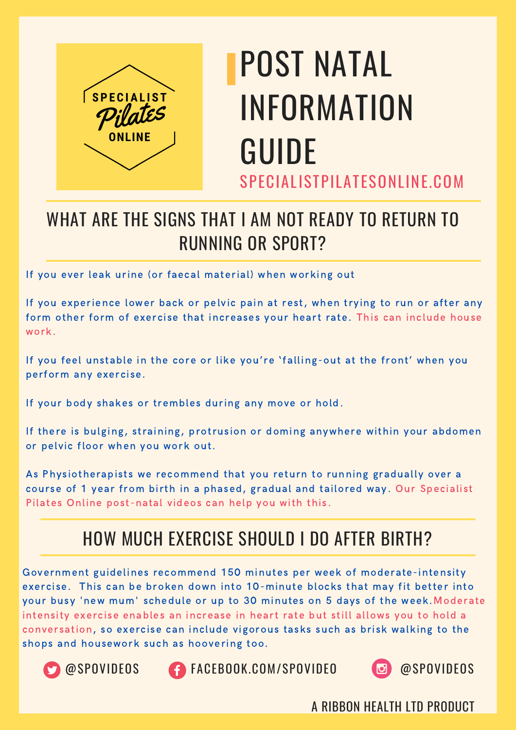SPECIALIST *Pilates* ONLINE

# POST NATAL INFORMATION GUIDE

SPECIALISTPILATESONLINE.COM

## WHAT ARE THE SIGNS THAT I AM NOT READY TO RETURN TO RUNNING OR SPORT?

If you ever leak urine (or faecal material) when working out

If you experience lower back or pelvic pain at rest, when trying to run or after any form other form of exercise that increases your heart rate. This can include house work.

If you feel unstable in the core or like you're 'falling-out at the front' when you perform any exercise.

If your body shakes or trembles during any move or hold.

If there is bulging, straining, protrusion or doming anywhere within your abdomen or pelvic floor when you work out.

As Physiotherapists we recommend that you return to running gradually over a course of 1 year from birth in a phased, gradual and tailored way. Our Specialist Pilates Online post-natal videos can help you with this.

## HOW MUCH EXERCISE SHOULD I DO AFTER BIRTH?

Government guidelines recommend 150 minutes per week of moderate-intensity exercise. This can be broken down into 10-minute blocks that may fit better into your busy 'new mum' schedule or up to 30 minutes on 5 days of the week. Moderate intensity exercise enables an increase in heart rate but still allows you to hold a conversation, so exercise can include vigorous tasks such as brisk walking to the shops and housework such as hoovering too.

@SPOVIDEOS FACEBOOK.COM/SPOVIDEO @SPOVIDEOS

A RIBBON HEALTH LTD PRODUCT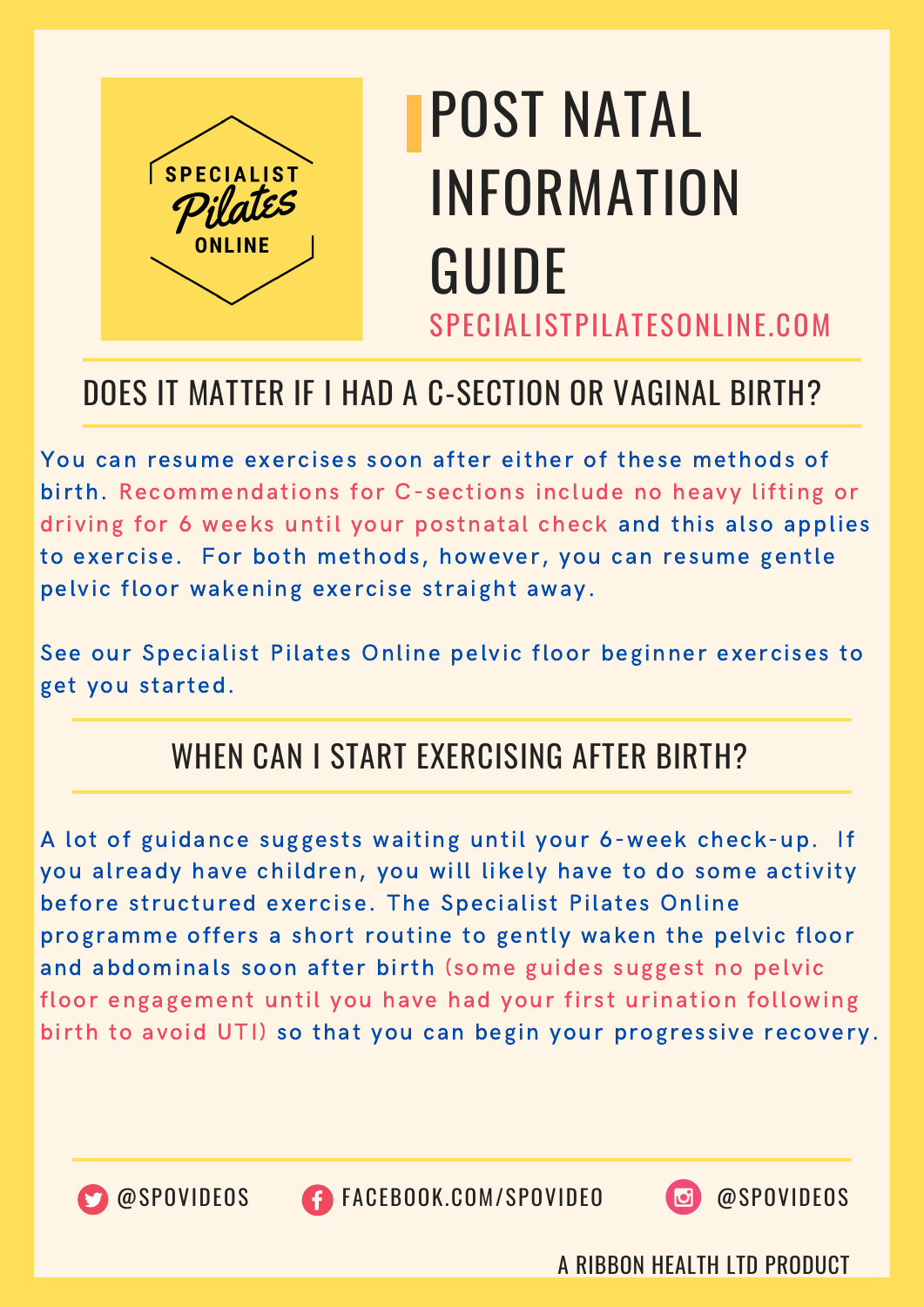SPECIALIST *Pilates* ONLINE

# POST NATAL INFORMATION GUIDE

SPECIALISTPILATESONLINE.COM

## DOES IT MATTER IF I HAD A C-SECTION OR VAGINAL BIRTH?

You can resume exercises soon after either of these methods of birth. Recommendations for C-sections include no heavy lifting or driving for 6 weeks until your postnatal check and this also applies to exercise. For both methods, however, you can resume gentle pelvic floor wakening exercise straight away.

See our Specialist Pilates Online pelvic floor beginner exercises to get you started.

## WHEN CAN I START EXERCISING AFTER BIRTH?

A lot of guidance suggests waiting until your 6-week check-up. If you already have children, you will likely have to do some activity before structured exercise. The Specialist Pilates Online programme offers a short routine to gently waken the pelvic floor and abdominals soon after birth (some guides suggest no pelvic floor engagement until you have had your first urination following birth to avoid UTI) so that you can begin your progressive recovery.

@SPOVIDEOS FACEBOOK.COM/SPOVIDEO @SPOVIDEOS

A RIBBON HEALTH LTD PRODUCT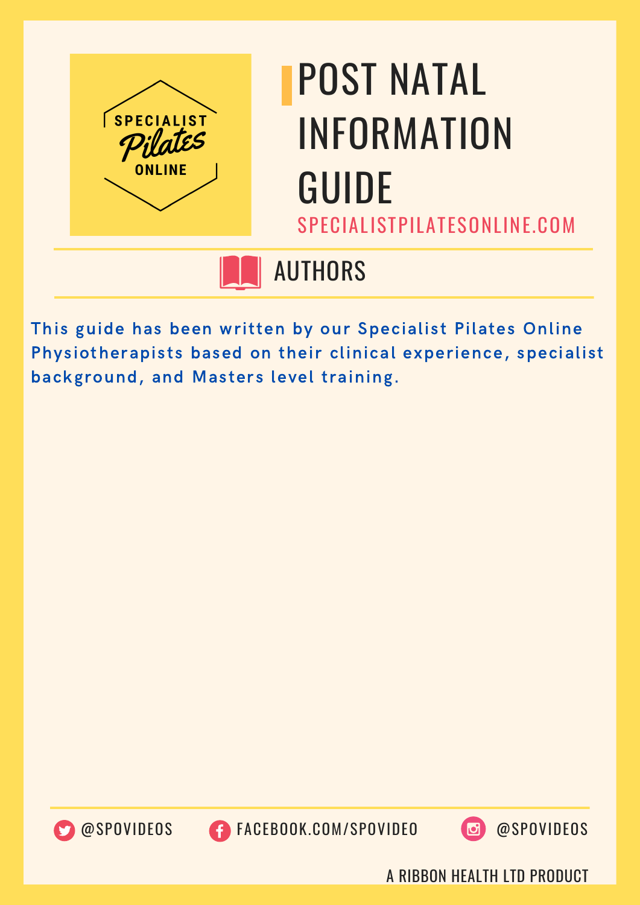SPECIALIST Pilates ONLINE

# POST NATAL INFORMATION GUIDE

SPECIALISTPILATESONLINE.COM

## AUTHORS

This guide has been written by our Specialist Pilates Online Physiotherapists based on their clinical experience, specialist background, and Masters level training.

@SPOVIDEOS FACEBOOK.COM/SPOVIDEO @SPOVIDEOS

A RIBBON HEALTH LTD PRODUCT